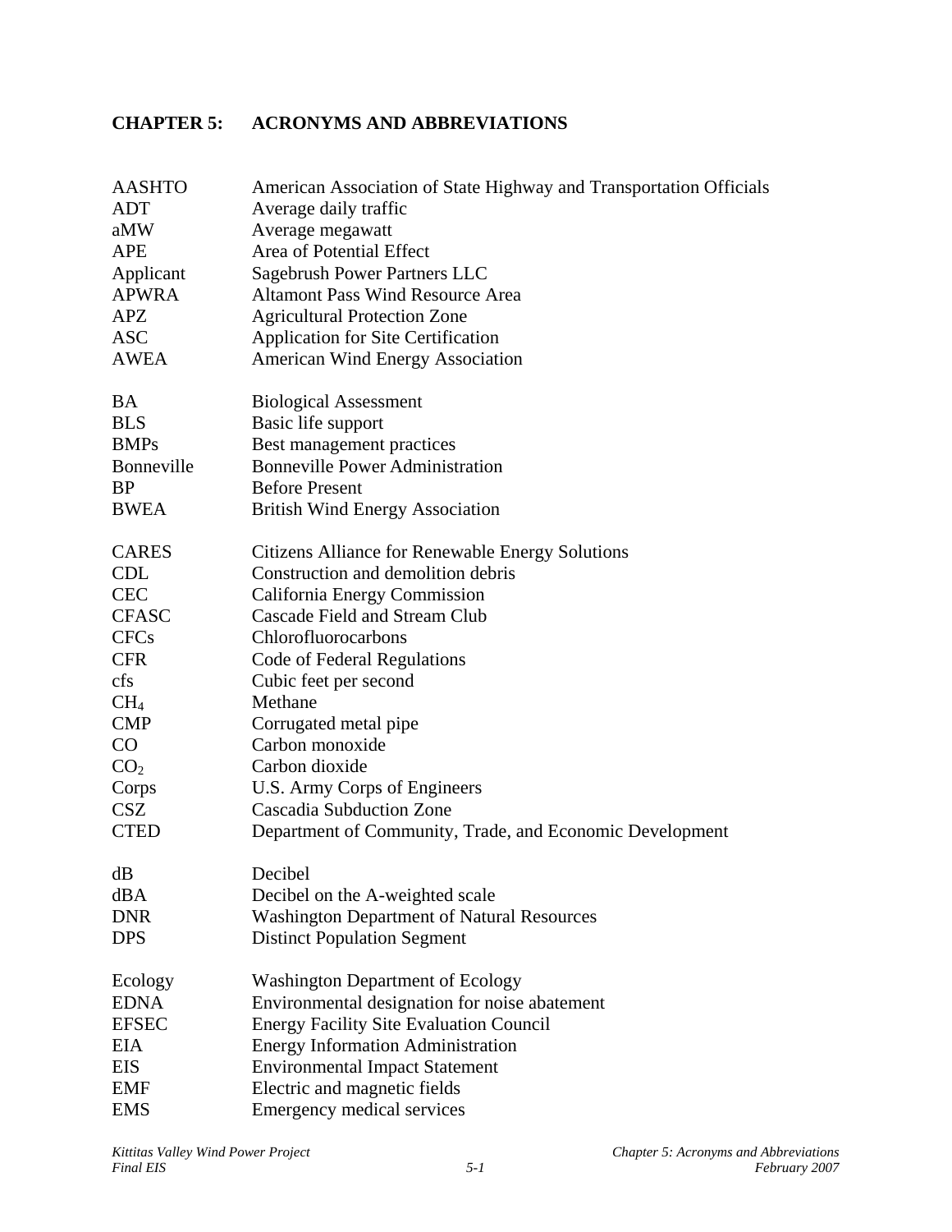# CHAPTER 5: ACRONYMS AND ABBREVIATIONS

| | |
|---|---|
| AASHTO | American Association of State Highway and Transportation Officials |
| ADT | Average daily traffic |
| aMW | Average megawatt |
| APE | Area of Potential Effect |
| Applicant | Sagebrush Power Partners LLC |
| APWRA | Altamont Pass Wind Resource Area |
| APZ | Agricultural Protection Zone |
| ASC | Application for Site Certification |
| AWEA | American Wind Energy Association |
| | |
| BA | Biological Assessment |
| BLS | Basic life support |
| BMPs | Best management practices |
| Bonneville | Bonneville Power Administration |
| BP | Before Present |
| BWEA | British Wind Energy Association |
| | |
| CARES | Citizens Alliance for Renewable Energy Solutions |
| CDL | Construction and demolition debris |
| CEC | California Energy Commission |
| CFASC | Cascade Field and Stream Club |
| CFCs | Chlorofluorocarbons |
| CFR | Code of Federal Regulations |
| cfs | Cubic feet per second |
| $CH_4$ | Methane |
| CMP | Corrugated metal pipe |
| CO | Carbon monoxide |
| $CO_2$ | Carbon dioxide |
| Corps | U.S. Army Corps of Engineers |
| CSZ | Cascadia Subduction Zone |
| CTED | Department of Community, Trade, and Economic Development |
| | |
| dB | Decibel |
| dBA | Decibel on the A-weighted scale |
| DNR | Washington Department of Natural Resources |
| DPS | Distinct Population Segment |
| | |
| Ecology | Washington Department of Ecology |
| EDNA | Environmental designation for noise abatement |
| EFSEC | Energy Facility Site Evaluation Council |
| EIA | Energy Information Administration |
| EIS | Environmental Impact Statement |
| EMF | Electric and magnetic fields |
| EMS | Emergency medical services |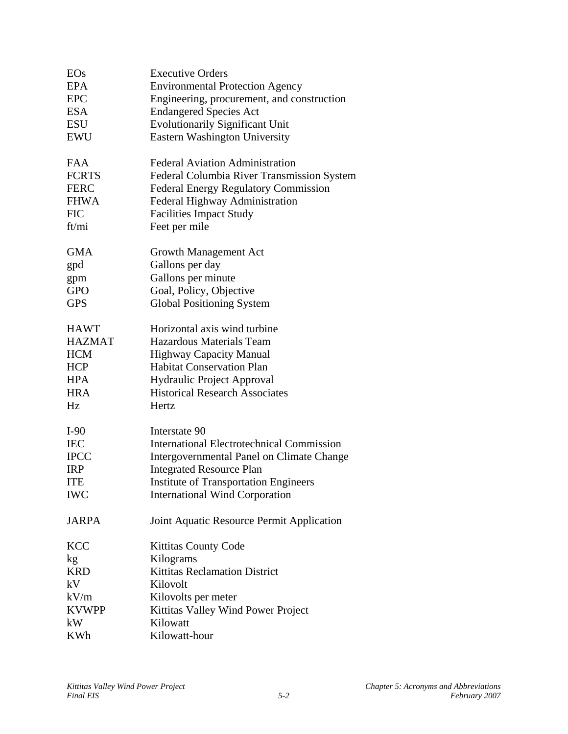| | |
|---|---|
| EOs | Executive Orders |
| EPA | Environmental Protection Agency |
| EPC | Engineering, procurement, and construction |
| ESA | Endangered Species Act |
| ESU | Evolutionarily Significant Unit |
| EWU | Eastern Washington University |
| | |
| FAA | Federal Aviation Administration |
| FCRTS | Federal Columbia River Transmission System |
| FERC | Federal Energy Regulatory Commission |
| FHWA | Federal Highway Administration |
| FIC | Facilities Impact Study |
| ft/mi | Feet per mile |
| | |
| GMA | Growth Management Act |
| gpd | Gallons per day |
| gpm | Gallons per minute |
| GPO | Goal, Policy, Objective |
| GPS | Global Positioning System |
| | |
| HAWT | Horizontal axis wind turbine |
| HAZMAT | Hazardous Materials Team |
| HCM | Highway Capacity Manual |
| HCP | Habitat Conservation Plan |
| HPA | Hydraulic Project Approval |
| HRA | Historical Research Associates |
| Hz | Hertz |
| | |
| I-90 | Interstate 90 |
| IEC | International Electrotechnical Commission |
| IPCC | Intergovernmental Panel on Climate Change |
| IRP | Integrated Resource Plan |
| ITE | Institute of Transportation Engineers |
| IWC | International Wind Corporation |
| | |
| JARPA | Joint Aquatic Resource Permit Application |
| | |
| KCC | Kittitas County Code |
| kg | Kilograms |
| KRD | Kittitas Reclamation District |
| kV | Kilovolt |
| kV/m | Kilovolts per meter |
| KVWPP | Kittitas Valley Wind Power Project |
| kW | Kilowatt |
| KWh | Kilowatt-hour |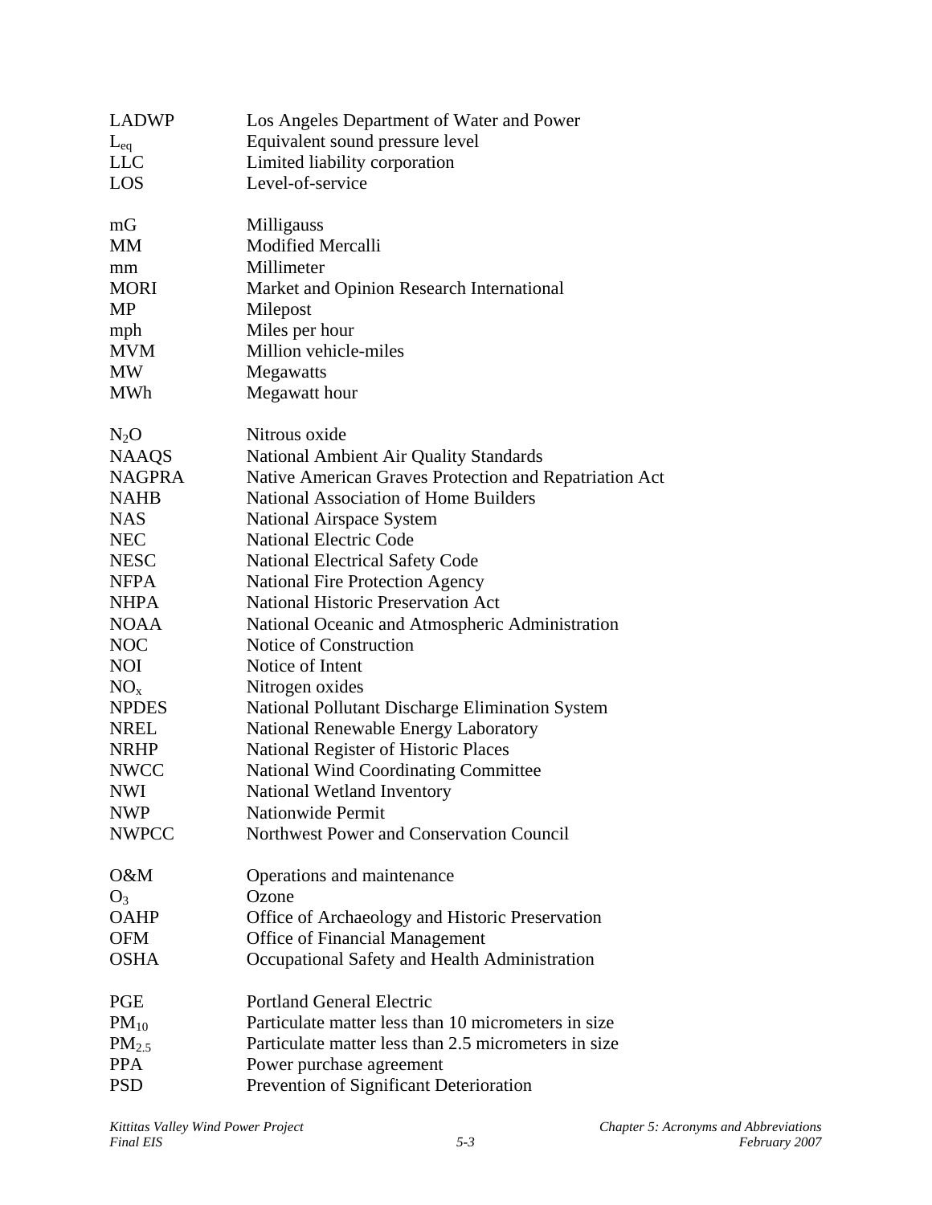| | |
|---|---|
| LADWP | Los Angeles Department of Water and Power |
| $L_{eq}$ | Equivalent sound pressure level |
| LLC | Limited liability corporation |
| LOS | Level-of-service |
| | |
| mG | Milligauss |
| MM | Modified Mercalli |
| mm | Millimeter |
| MORI | Market and Opinion Research International |
| MP | Milepost |
| mph | Miles per hour |
| MVM | Million vehicle-miles |
| MW | Megawatts |
| MWh | Megawatt hour |
| | |
| $N_2O$ | Nitrous oxide |
| NAAQS | National Ambient Air Quality Standards |
| NAGPRA | Native American Graves Protection and Repatriation Act |
| NAHB | National Association of Home Builders |
| NAS | National Airspace System |
| NEC | National Electric Code |
| NESC | National Electrical Safety Code |
| NFPA | National Fire Protection Agency |
| NHPA | National Historic Preservation Act |
| NOAA | National Oceanic and Atmospheric Administration |
| NOC | Notice of Construction |
| NOI | Notice of Intent |
| $NO_x$ | Nitrogen oxides |
| NPDES | National Pollutant Discharge Elimination System |
| NREL | National Renewable Energy Laboratory |
| NRHP | National Register of Historic Places |
| NWCC | National Wind Coordinating Committee |
| NWI | National Wetland Inventory |
| NWP | Nationwide Permit |
| NWPCC | Northwest Power and Conservation Council |
| | |
| O&M | Operations and maintenance |
| $O_3$ | Ozone |
| OAHP | Office of Archaeology and Historic Preservation |
| OFM | Office of Financial Management |
| OSHA | Occupational Safety and Health Administration |
| | |
| PGE | Portland General Electric |
| $PM_{10}$ | Particulate matter less than 10 micrometers in size |
| $PM_{2.5}$ | Particulate matter less than 2.5 micrometers in size |
| PPA | Power purchase agreement |
| PSD | Prevention of Significant Deterioration |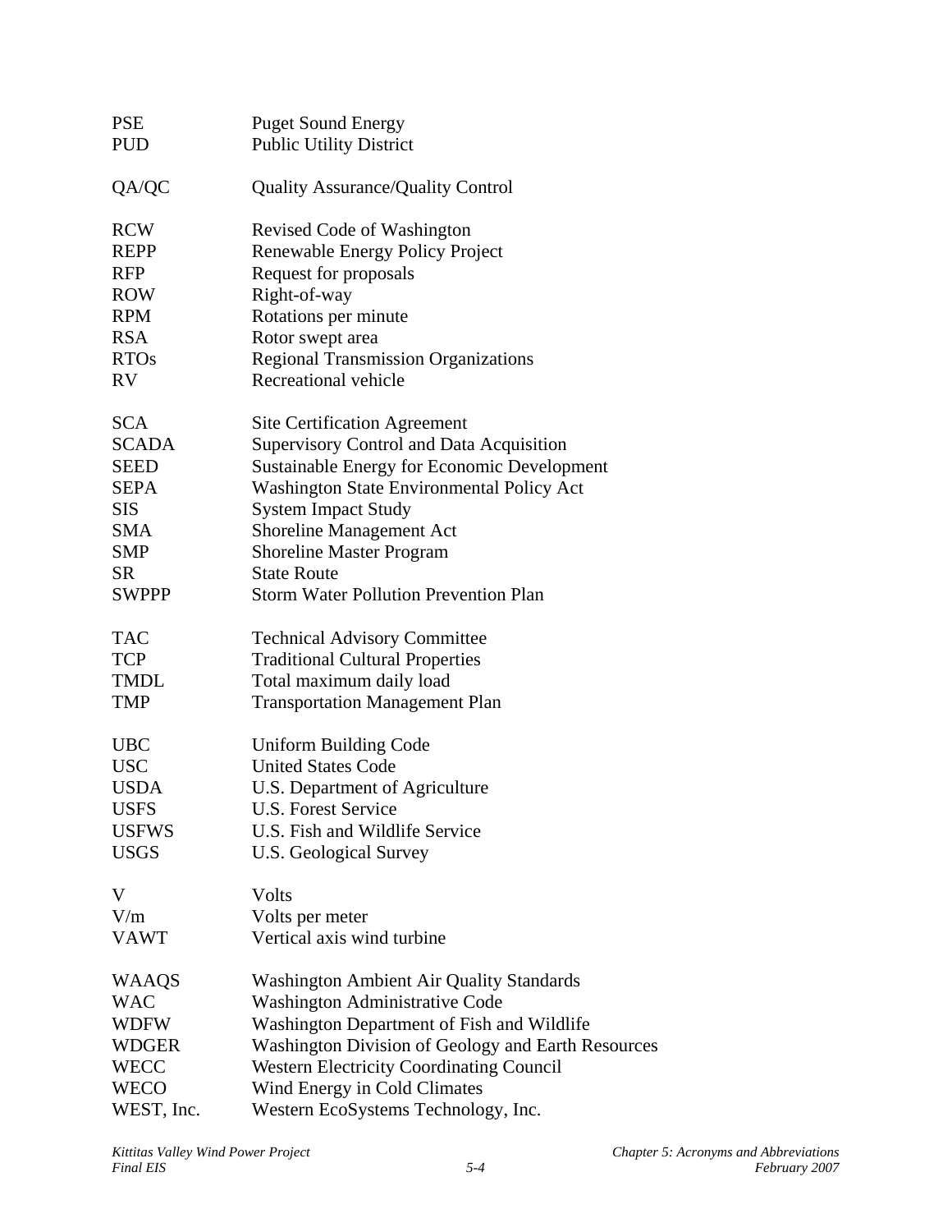| | |
|---|---|
| PSE | Puget Sound Energy |
| PUD | Public Utility District |
| QA/QC | Quality Assurance/Quality Control |
| RCW | Revised Code of Washington |
| REPP | Renewable Energy Policy Project |
| RFP | Request for proposals |
| ROW | Right-of-way |
| RPM | Rotations per minute |
| RSA | Rotor swept area |
| RTOs | Regional Transmission Organizations |
| RV | Recreational vehicle |
| SCA | Site Certification Agreement |
| SCADA | Supervisory Control and Data Acquisition |
| SEED | Sustainable Energy for Economic Development |
| SEPA | Washington State Environmental Policy Act |
| SIS | System Impact Study |
| SMA | Shoreline Management Act |
| SMP | Shoreline Master Program |
| SR | State Route |
| SWPPP | Storm Water Pollution Prevention Plan |
| TAC | Technical Advisory Committee |
| TCP | Traditional Cultural Properties |
| TMDL | Total maximum daily load |
| TMP | Transportation Management Plan |
| UBC | Uniform Building Code |
| USC | United States Code |
| USDA | U.S. Department of Agriculture |
| USFS | U.S. Forest Service |
| USFWS | U.S. Fish and Wildlife Service |
| USGS | U.S. Geological Survey |
| V | Volts |
| V/m | Volts per meter |
| VAWT | Vertical axis wind turbine |
| WAAQS | Washington Ambient Air Quality Standards |
| WAC | Washington Administrative Code |
| WDFW | Washington Department of Fish and Wildlife |
| WDGER | Washington Division of Geology and Earth Resources |
| WECC | Western Electricity Coordinating Council |
| WECO | Wind Energy in Cold Climates |
| WEST, Inc. | Western EcoSystems Technology, Inc. |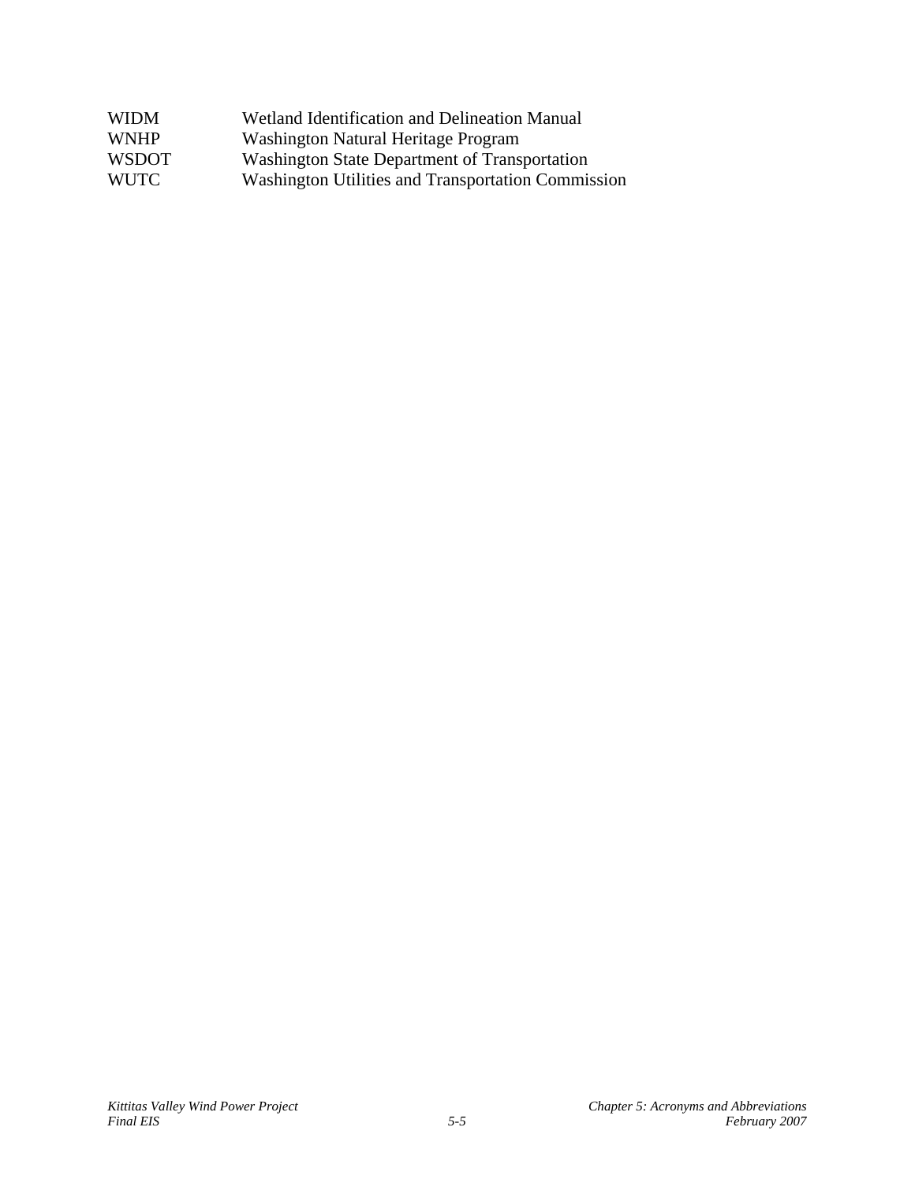| | |
|---|---|
| WIDM | Wetland Identification and Delineation Manual |
| WNHP | Washington Natural Heritage Program |
| WSDOT | Washington State Department of Transportation |
| WUTC | Washington Utilities and Transportation Commission |